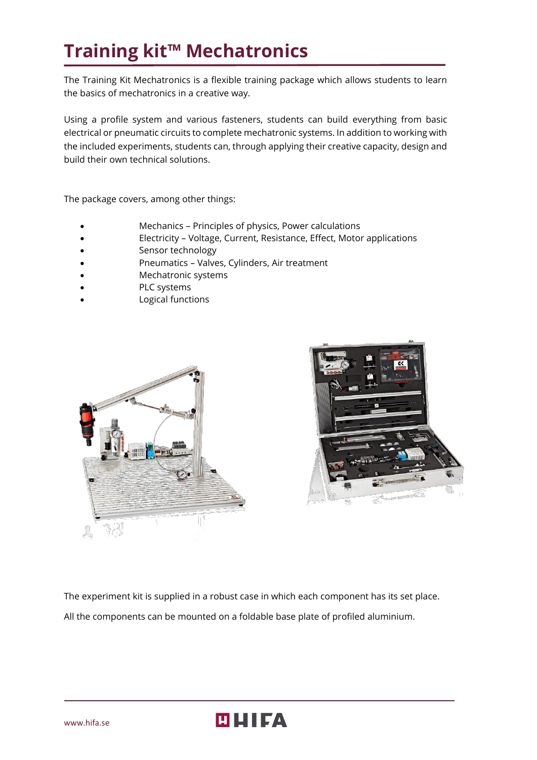# Training kit™ Mechatronics

The Training Kit Mechatronics is a flexible training package which allows students to learn the basics of mechatronics in a creative way.

Using a profile system and various fasteners, students can build everything from basic electrical or pneumatic circuits to complete mechatronic systems. In addition to working with the included experiments, students can, through applying their creative capacity, design and build their own technical solutions.

The package covers, among other things:

- Mechanics – Principles of physics, Power calculations
- Electricity – Voltage, Current, Resistance, Effect, Motor applications
- Sensor technology
- Pneumatics – Valves, Cylinders, Air treatment
- Mechatronic systems
- PLC systems
- Logical functions

The experiment kit is supplied in a robust case in which each component has its set place.

All the components can be mounted on a foldable base plate of profiled aluminium.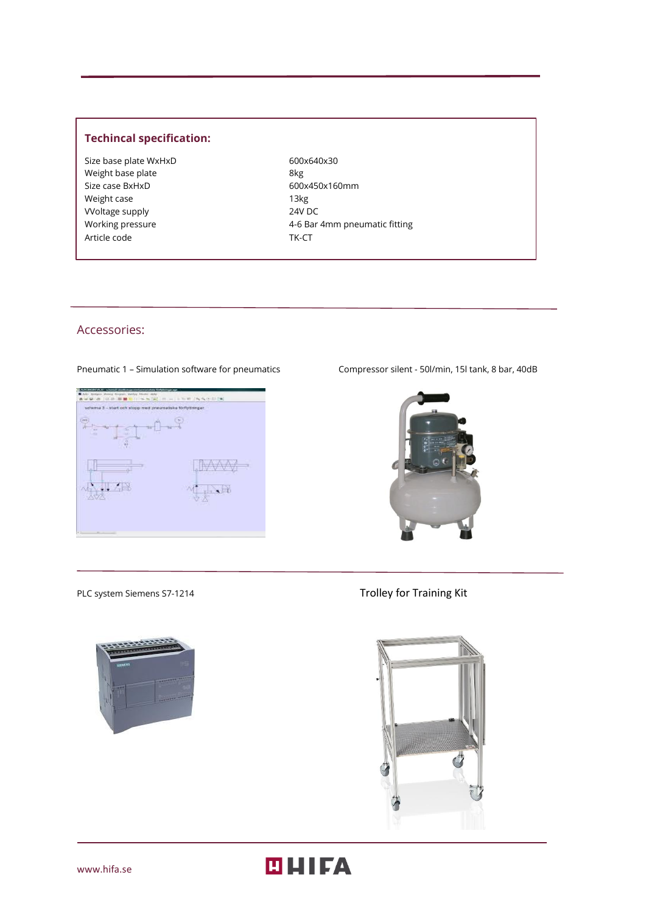## Techincal specification:

| | |
|---|---|
| Size base plate WxHxD | 600x640x30 |
| Weight base plate | 8kg |
| Size case BxHxD | 600x450x160mm |
| Weight case | 13kg |
| VVoltage supply | 24V DC |
| Working pressure | 4-6 Bar 4mm pneumatic fitting |
| Article code | TK-CT |

## Accessories:

Pneumatic 1 – Simulation software for pneumatics

Compressor silent - 50l/min, 15l tank, 8 bar, 40dB

PLC system Siemens S7-1214

Trolley for Training Kit

www.hifa.se